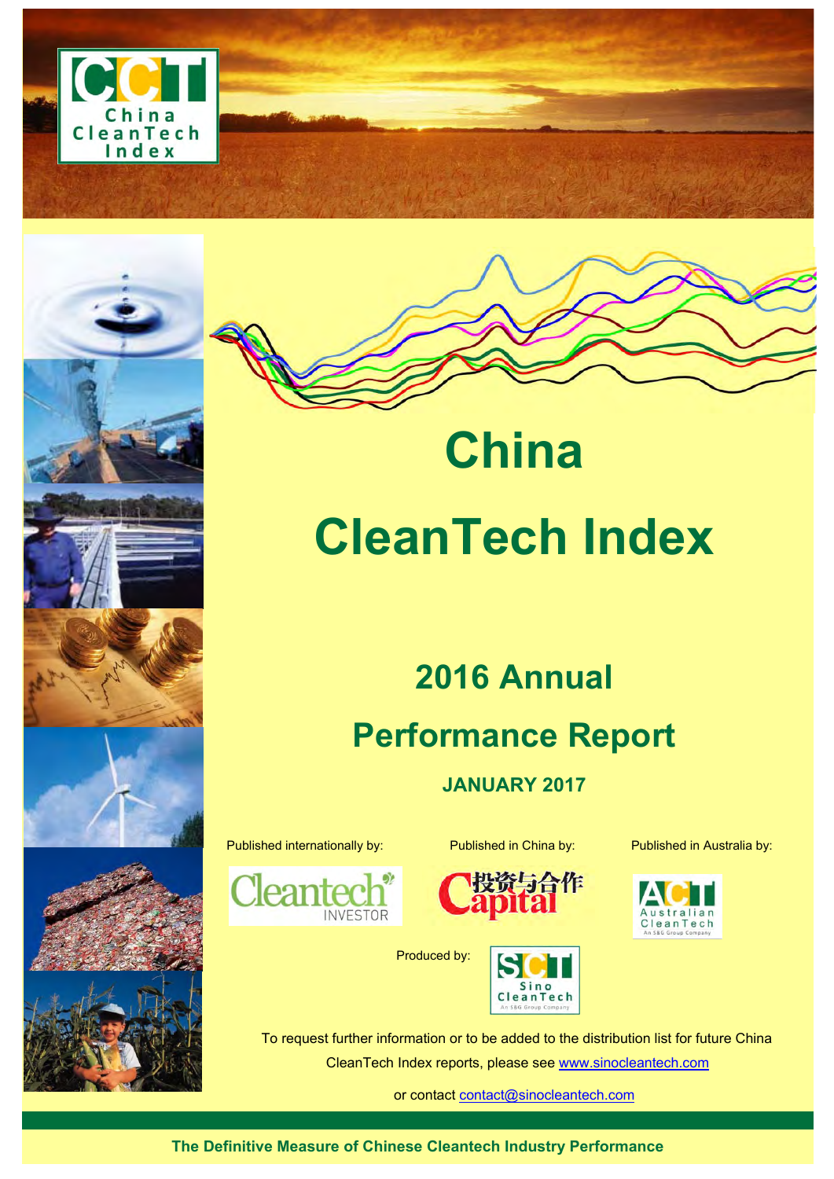# China CleanTech Index

## 2016 Annual Performance Report

### JANUARY 2017

Published internationally by: Cleantech INVESTOR

Published in China by: 投资与合作 Capital

Published in Australia by: Australian CleanTech

Produced by: Sino CleanTech

To request further information or to be added to the distribution list for future China CleanTech Index reports, please see www.sinocleantech.com

or contact contact@sinocleantech.com

**The Definitive Measure of Chinese Cleantech Industry Performance**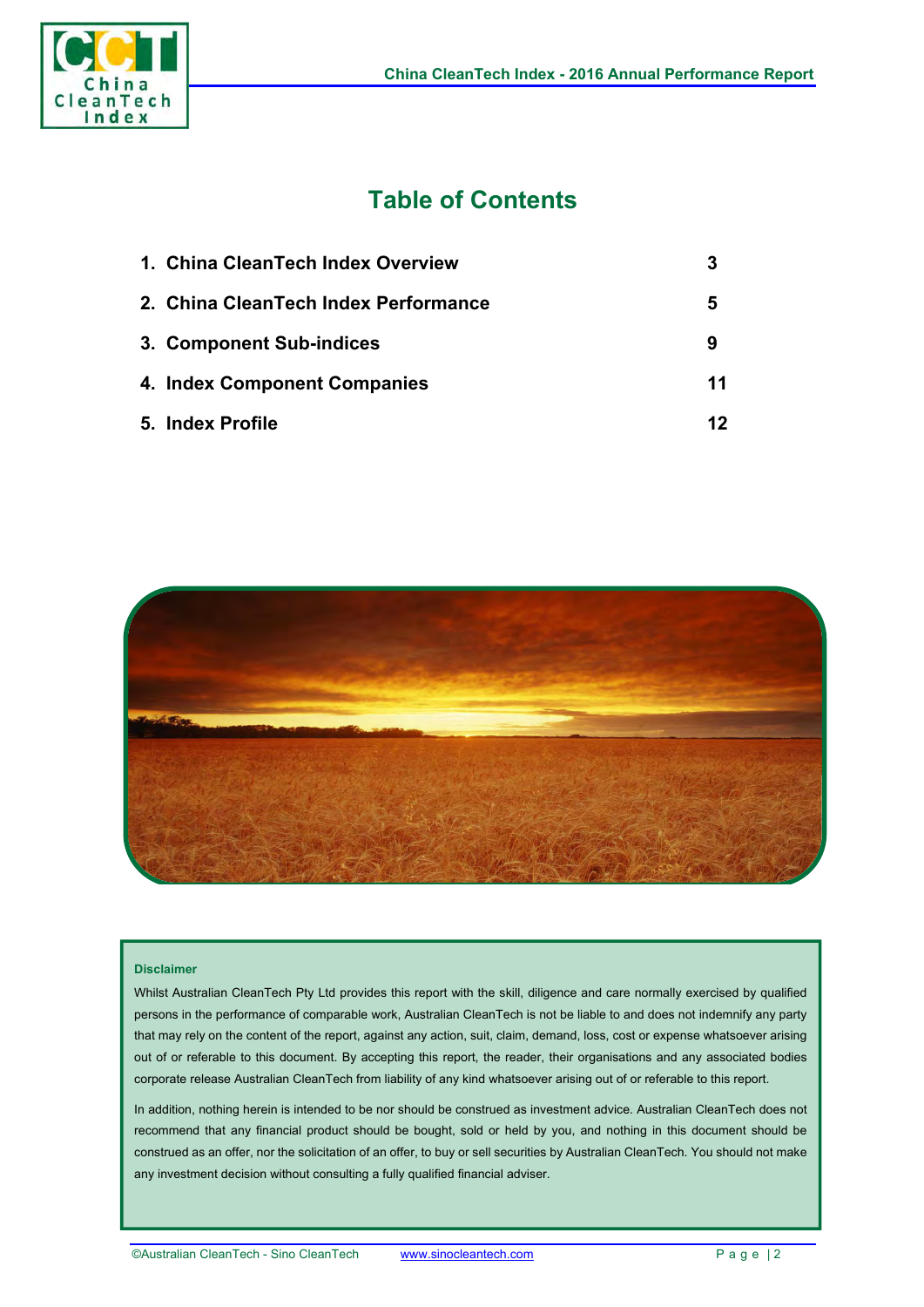# Table of Contents

| | |
|---|---|
| 1. China CleanTech Index Overview | 3 |
| 2. China CleanTech Index Performance | 5 |
| 3. Component Sub-indices | 9 |
| 4. Index Component Companies | 11 |
| 5. Index Profile | 12 |

**Disclaimer**

Whilst Australian CleanTech Pty Ltd provides this report with the skill, diligence and care normally exercised by qualified persons in the performance of comparable work, Australian CleanTech is not be liable to and does not indemnify any party that may rely on the content of the report, against any action, suit, claim, demand, loss, cost or expense whatsoever arising out of or referable to this document. By accepting this report, the reader, their organisations and any associated bodies corporate release Australian CleanTech from liability of any kind whatsoever arising out of or referable to this report.

In addition, nothing herein is intended to be nor should be construed as investment advice. Australian CleanTech does not recommend that any financial product should be bought, sold or held by you, and nothing in this document should be construed as an offer, nor the solicitation of an offer, to buy or sell securities by Australian CleanTech. You should not make any investment decision without consulting a fully qualified financial adviser.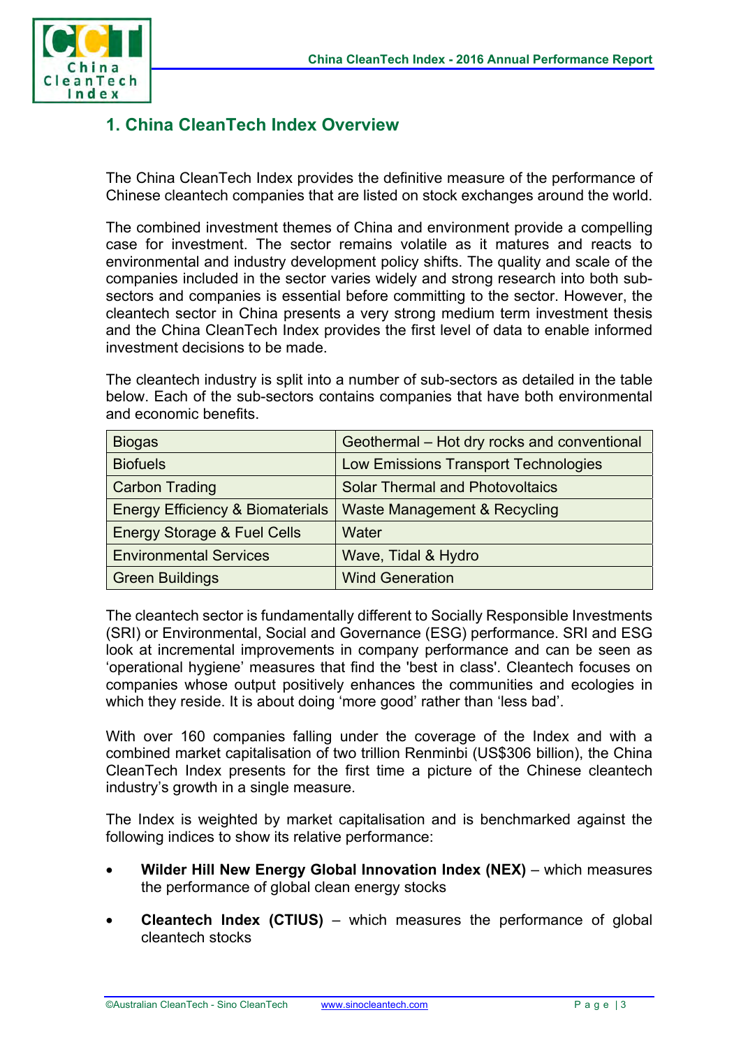## 1. China CleanTech Index Overview

The China CleanTech Index provides the definitive measure of the performance of Chinese cleantech companies that are listed on stock exchanges around the world.

The combined investment themes of China and environment provide a compelling case for investment. The sector remains volatile as it matures and reacts to environmental and industry development policy shifts. The quality and scale of the companies included in the sector varies widely and strong research into both sub-sectors and companies is essential before committing to the sector. However, the cleantech sector in China presents a very strong medium term investment thesis and the China CleanTech Index provides the first level of data to enable informed investment decisions to be made.

The cleantech industry is split into a number of sub-sectors as detailed in the table below. Each of the sub-sectors contains companies that have both environmental and economic benefits.

| | |
|---|---|
| Biogas | Geothermal – Hot dry rocks and conventional |
| Biofuels | Low Emissions Transport Technologies |
| Carbon Trading | Solar Thermal and Photovoltaics |
| Energy Efficiency & Biomaterials | Waste Management & Recycling |
| Energy Storage & Fuel Cells | Water |
| Environmental Services | Wave, Tidal & Hydro |
| Green Buildings | Wind Generation |

The cleantech sector is fundamentally different to Socially Responsible Investments (SRI) or Environmental, Social and Governance (ESG) performance. SRI and ESG look at incremental improvements in company performance and can be seen as 'operational hygiene' measures that find the 'best in class'. Cleantech focuses on companies whose output positively enhances the communities and ecologies in which they reside. It is about doing 'more good' rather than 'less bad'.

With over 160 companies falling under the coverage of the Index and with a combined market capitalisation of two trillion Renminbi (US$306 billion), the China CleanTech Index presents for the first time a picture of the Chinese cleantech industry's growth in a single measure.

The Index is weighted by market capitalisation and is benchmarked against the following indices to show its relative performance:

- **Wilder Hill New Energy Global Innovation Index (NEX)** – which measures the performance of global clean energy stocks
- **Cleantech Index (CTIUS)** – which measures the performance of global cleantech stocks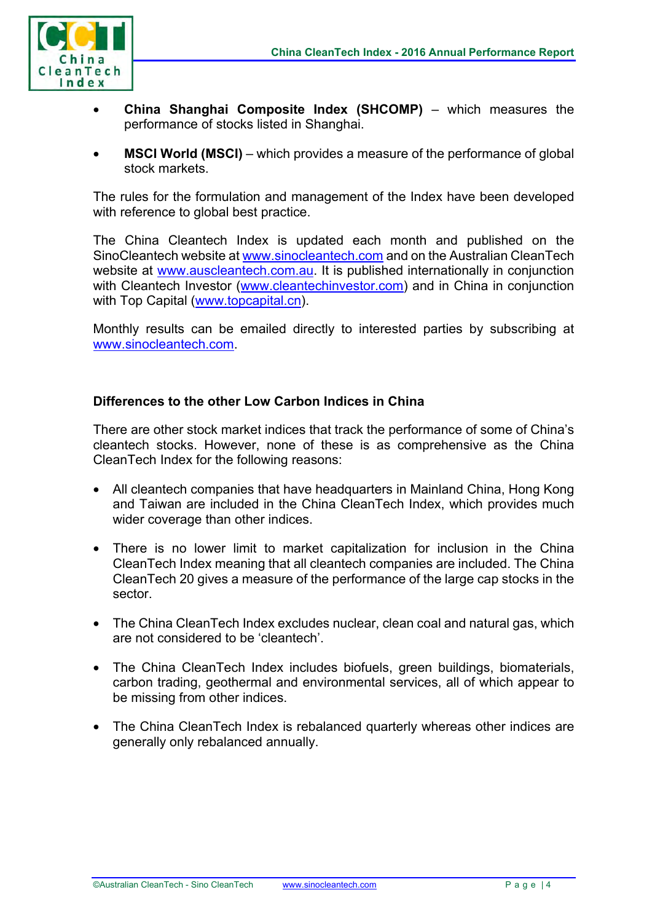- **China Shanghai Composite Index (SHCOMP)** – which measures the performance of stocks listed in Shanghai.

- **MSCI World (MSCI)** – which provides a measure of the performance of global stock markets.

The rules for the formulation and management of the Index have been developed with reference to global best practice.

The China Cleantech Index is updated each month and published on the SinoCleantech website at www.sinocleantech.com and on the Australian CleanTech website at www.auscleantech.com.au. It is published internationally in conjunction with Cleantech Investor (www.cleantechinvestor.com) and in China in conjunction with Top Capital (www.topcapital.cn).

Monthly results can be emailed directly to interested parties by subscribing at www.sinocleantech.com.

### Differences to the other Low Carbon Indices in China

There are other stock market indices that track the performance of some of China's cleantech stocks. However, none of these is as comprehensive as the China CleanTech Index for the following reasons:

- All cleantech companies that have headquarters in Mainland China, Hong Kong and Taiwan are included in the China CleanTech Index, which provides much wider coverage than other indices.

- There is no lower limit to market capitalization for inclusion in the China CleanTech Index meaning that all cleantech companies are included. The China CleanTech 20 gives a measure of the performance of the large cap stocks in the sector.

- The China CleanTech Index excludes nuclear, clean coal and natural gas, which are not considered to be 'cleantech'.

- The China CleanTech Index includes biofuels, green buildings, biomaterials, carbon trading, geothermal and environmental services, all of which appear to be missing from other indices.

- The China CleanTech Index is rebalanced quarterly whereas other indices are generally only rebalanced annually.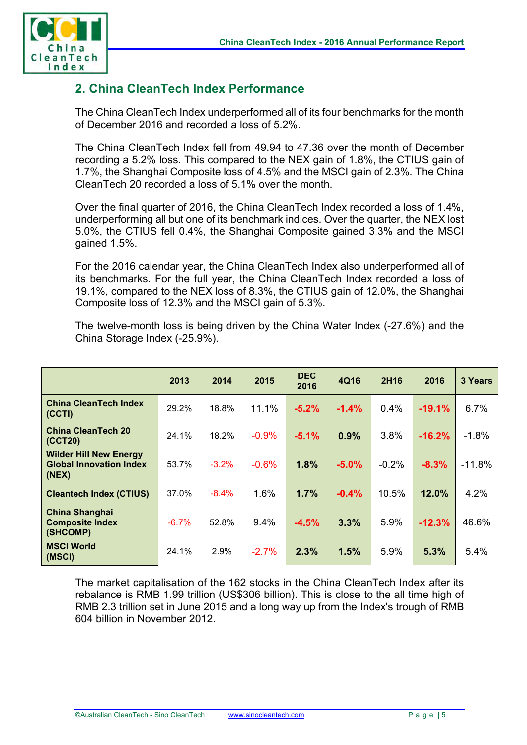## 2. China CleanTech Index Performance

The China CleanTech Index underperformed all of its four benchmarks for the month of December 2016 and recorded a loss of 5.2%.

The China CleanTech Index fell from 49.94 to 47.36 over the month of December recording a 5.2% loss. This compared to the NEX gain of 1.8%, the CTIUS gain of 1.7%, the Shanghai Composite loss of 4.5% and the MSCI gain of 2.3%. The China CleanTech 20 recorded a loss of 5.1% over the month.

Over the final quarter of 2016, the China CleanTech Index recorded a loss of 1.4%, underperforming all but one of its benchmark indices. Over the quarter, the NEX lost 5.0%, the CTIUS fell 0.4%, the Shanghai Composite gained 3.3% and the MSCI gained 1.5%.

For the 2016 calendar year, the China CleanTech Index also underperformed all of its benchmarks. For the full year, the China CleanTech Index recorded a loss of 19.1%, compared to the NEX loss of 8.3%, the CTIUS gain of 12.0%, the Shanghai Composite loss of 12.3% and the MSCI gain of 5.3%.

The twelve-month loss is being driven by the China Water Index (-27.6%) and the China Storage Index (-25.9%).

| | 2013 | 2014 | 2015 | DEC 2016 | 4Q16 | 2H16 | 2016 | 3 Years |
|---|---|---|---|---|---|---|---|---|
| **China CleanTech Index (CCTI)** | 29.2% | 18.8% | 11.1% | **-5.2%** | **-1.4%** | 0.4% | **-19.1%** | 6.7% |
| **China CleanTech 20 (CCT20)** | 24.1% | 18.2% | -0.9% | **-5.1%** | **0.9%** | 3.8% | **-16.2%** | -1.8% |
| **Wilder Hill New Energy Global Innovation Index (NEX)** | 53.7% | -3.2% | -0.6% | **1.8%** | **-5.0%** | -0.2% | **-8.3%** | -11.8% |
| **Cleantech Index (CTIUS)** | 37.0% | -8.4% | 1.6% | **1.7%** | **-0.4%** | 10.5% | **12.0%** | 4.2% |
| **China Shanghai Composite Index (SHCOMP)** | -6.7% | 52.8% | 9.4% | **-4.5%** | **3.3%** | 5.9% | **-12.3%** | 46.6% |
| **MSCI World (MSCI)** | 24.1% | 2.9% | -2.7% | **2.3%** | **1.5%** | 5.9% | **5.3%** | 5.4% |

The market capitalisation of the 162 stocks in the China CleanTech Index after its rebalance is RMB 1.99 trillion (US$306 billion). This is close to the all time high of RMB 2.3 trillion set in June 2015 and a long way up from the Index's trough of RMB 604 billion in November 2012.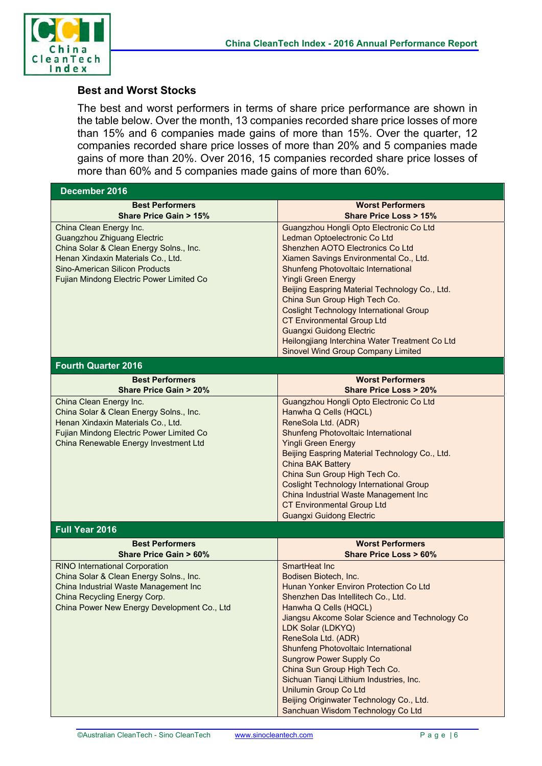### Best and Worst Stocks

The best and worst performers in terms of share price performance are shown in the table below. Over the month, 13 companies recorded share price losses of more than 15% and 6 companies made gains of more than 15%. Over the quarter, 12 companies recorded share price losses of more than 20% and 5 companies made gains of more than 20%. Over 2016, 15 companies recorded share price losses of more than 60% and 5 companies made gains of more than 60%.

| **December 2016** | |
|---|---|
| **Best Performers<br>Share Price Gain > 15%** | **Worst Performers<br>Share Price Loss > 15%** |
| China Clean Energy Inc.<br>Guangzhou Zhiguang Electric<br>China Solar & Clean Energy Solns., Inc.<br>Henan Xindaxin Materials Co., Ltd.<br>Sino-American Silicon Products<br>Fujian Mindong Electric Power Limited Co | Guangzhou Hongli Opto Electronic Co Ltd<br>Ledman Optoelectronic Co Ltd<br>Shenzhen AOTO Electronics Co Ltd<br>Xiamen Savings Environmental Co., Ltd.<br>Shunfeng Photovoltaic International<br>Yingli Green Energy<br>Beijing Easpring Material Technology Co., Ltd.<br>China Sun Group High Tech Co.<br>Coslight Technology International Group<br>CT Environmental Group Ltd<br>Guangxi Guidong Electric<br>Heilongjiang Interchina Water Treatment Co Ltd<br>Sinovel Wind Group Company Limited |
| **Fourth Quarter 2016** | |
| **Best Performers<br>Share Price Gain > 20%** | **Worst Performers<br>Share Price Loss > 20%** |
| China Clean Energy Inc.<br>China Solar & Clean Energy Solns., Inc.<br>Henan Xindaxin Materials Co., Ltd.<br>Fujian Mindong Electric Power Limited Co<br>China Renewable Energy Investment Ltd | Guangzhou Hongli Opto Electronic Co Ltd<br>Hanwha Q Cells (HQCL)<br>ReneSola Ltd. (ADR)<br>Shunfeng Photovoltaic International<br>Yingli Green Energy<br>Beijing Easpring Material Technology Co., Ltd.<br>China BAK Battery<br>China Sun Group High Tech Co.<br>Coslight Technology International Group<br>China Industrial Waste Management Inc<br>CT Environmental Group Ltd<br>Guangxi Guidong Electric |
| **Full Year 2016** | |
| **Best Performers<br>Share Price Gain > 60%** | **Worst Performers<br>Share Price Loss > 60%** |
| RINO International Corporation<br>China Solar & Clean Energy Solns., Inc.<br>China Industrial Waste Management Inc<br>China Recycling Energy Corp.<br>China Power New Energy Development Co., Ltd | SmartHeat Inc<br>Bodisen Biotech, Inc.<br>Hunan Yonker Environ Protection Co Ltd<br>Shenzhen Das Intellitech Co., Ltd.<br>Hanwha Q Cells (HQCL)<br>Jiangsu Akcome Solar Science and Technology Co<br>LDK Solar (LDKYQ)<br>ReneSola Ltd. (ADR)<br>Shunfeng Photovoltaic International<br>Sungrow Power Supply Co<br>China Sun Group High Tech Co.<br>Sichuan Tianqi Lithium Industries, Inc.<br>Unilumin Group Co Ltd<br>Beijing Originwater Technology Co., Ltd.<br>Sanchuan Wisdom Technology Co Ltd |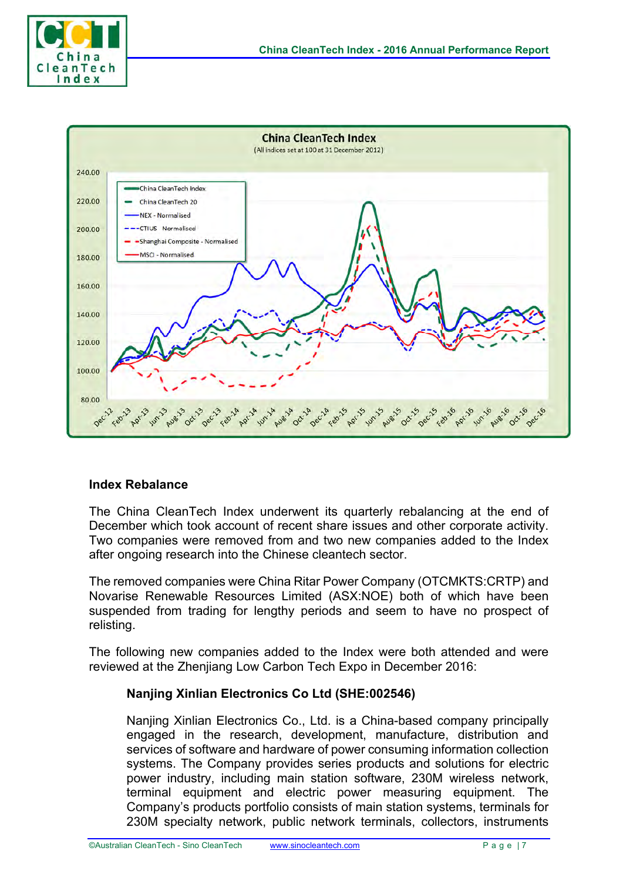## Index Rebalance

The China CleanTech Index underwent its quarterly rebalancing at the end of December which took account of recent share issues and other corporate activity. Two companies were removed from and two new companies added to the Index after ongoing research into the Chinese cleantech sector.

The removed companies were China Ritar Power Company (OTCMKTS:CRTP) and Novarise Renewable Resources Limited (ASX:NOE) both of which have been suspended from trading for lengthy periods and seem to have no prospect of relisting.

The following new companies added to the Index were both attended and were reviewed at the Zhenjiang Low Carbon Tech Expo in December 2016:

### Nanjing Xinlian Electronics Co Ltd (SHE:002546)

Nanjing Xinlian Electronics Co., Ltd. is a China-based company principally engaged in the research, development, manufacture, distribution and services of software and hardware of power consuming information collection systems. The Company provides series products and solutions for electric power industry, including main station software, 230M wireless network, terminal equipment and electric power measuring equipment. The Company's products portfolio consists of main station systems, terminals for 230M specialty network, public network terminals, collectors, instruments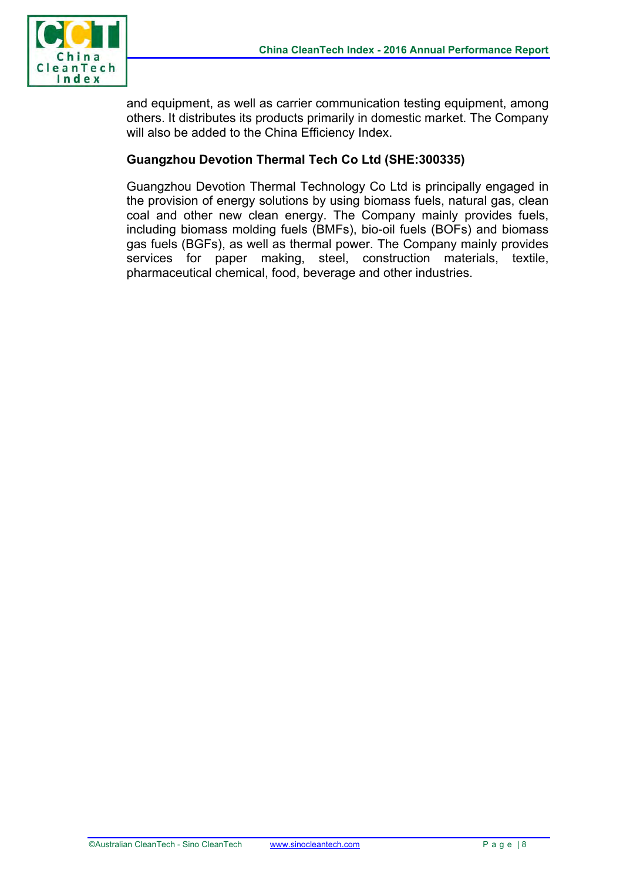and equipment, as well as carrier communication testing equipment, among others. It distributes its products primarily in domestic market. The Company will also be added to the China Efficiency Index.

**Guangzhou Devotion Thermal Tech Co Ltd (SHE:300335)**

Guangzhou Devotion Thermal Technology Co Ltd is principally engaged in the provision of energy solutions by using biomass fuels, natural gas, clean coal and other new clean energy. The Company mainly provides fuels, including biomass molding fuels (BMFs), bio-oil fuels (BOFs) and biomass gas fuels (BGFs), as well as thermal power. The Company mainly provides services for paper making, steel, construction materials, textile, pharmaceutical chemical, food, beverage and other industries.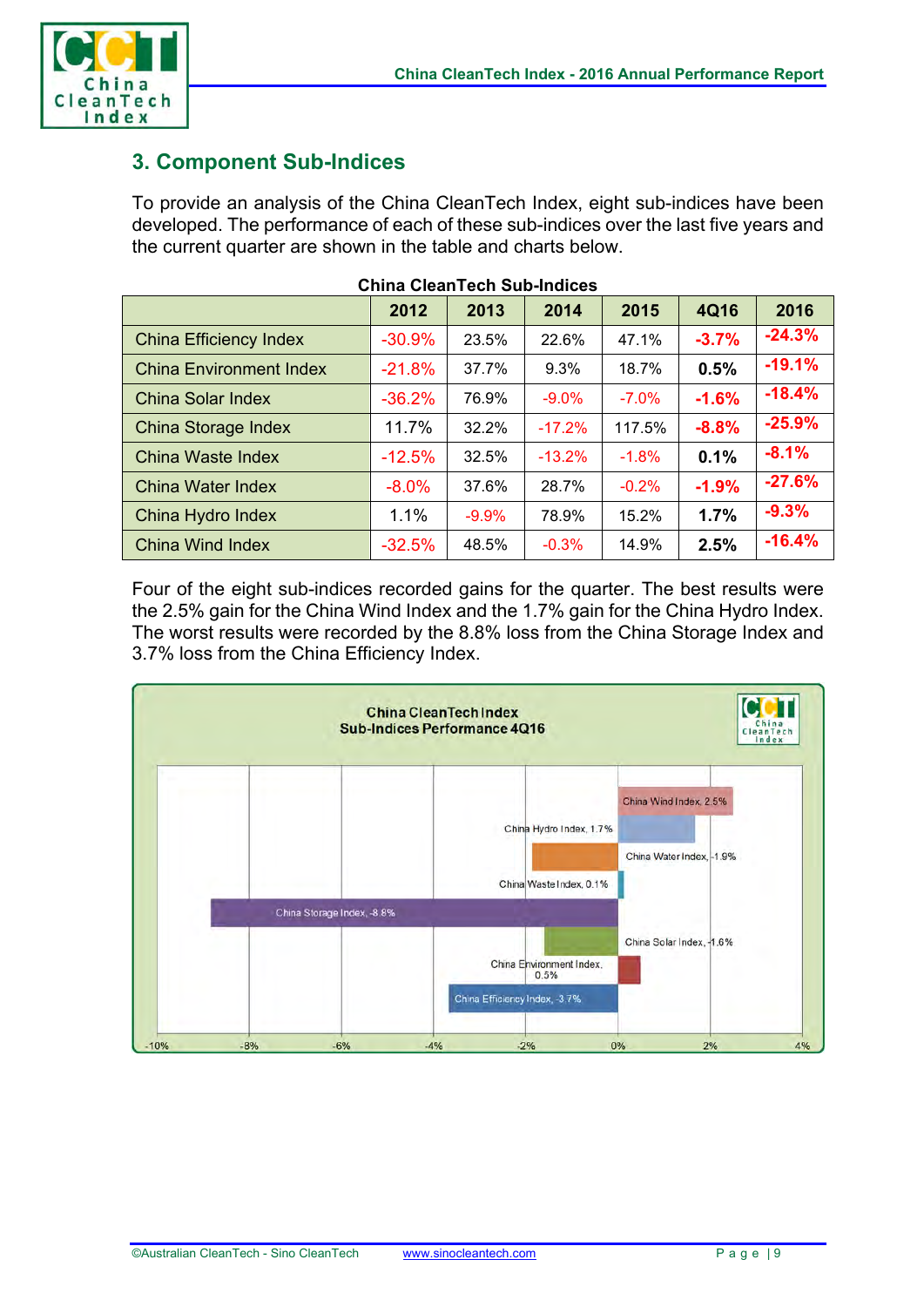## 3. Component Sub-Indices

To provide an analysis of the China CleanTech Index, eight sub-indices have been developed. The performance of each of these sub-indices over the last five years and the current quarter are shown in the table and charts below.

**China CleanTech Sub-Indices**

| | 2012 | 2013 | 2014 | 2015 | 4Q16 | 2016 |
|---|---|---|---|---|---|---|
| China Efficiency Index | -30.9% | 23.5% | 22.6% | 47.1% | **-3.7%** | **-24.3%** |
| China Environment Index | -21.8% | 37.7% | 9.3% | 18.7% | **0.5%** | **-19.1%** |
| China Solar Index | -36.2% | 76.9% | -9.0% | -7.0% | **-1.6%** | **-18.4%** |
| China Storage Index | 11.7% | 32.2% | -17.2% | 117.5% | **-8.8%** | **-25.9%** |
| China Waste Index | -12.5% | 32.5% | -13.2% | -1.8% | **0.1%** | **-8.1%** |
| China Water Index | -8.0% | 37.6% | 28.7% | -0.2% | **-1.9%** | **-27.6%** |
| China Hydro Index | 1.1% | -9.9% | 78.9% | 15.2% | **1.7%** | **-9.3%** |
| China Wind Index | -32.5% | 48.5% | -0.3% | 14.9% | **2.5%** | **-16.4%** |

Four of the eight sub-indices recorded gains for the quarter. The best results were the 2.5% gain for the China Wind Index and the 1.7% gain for the China Hydro Index. The worst results were recorded by the 8.8% loss from the China Storage Index and 3.7% loss from the China Efficiency Index.

**China CleanTech Index**
**Sub-Indices Performance 4Q16**

| Sub-Index | 4Q16 |
|---|---|
| China Wind Index | 2.5% |
| China Hydro Index | 1.7% |
| China Water Index | -1.9% |
| China Waste Index | 0.1% |
| China Storage Index | -8.8% |
| China Solar Index | -1.6% |
| China Environment Index | 0.5% |
| China Efficiency Index | -3.7% |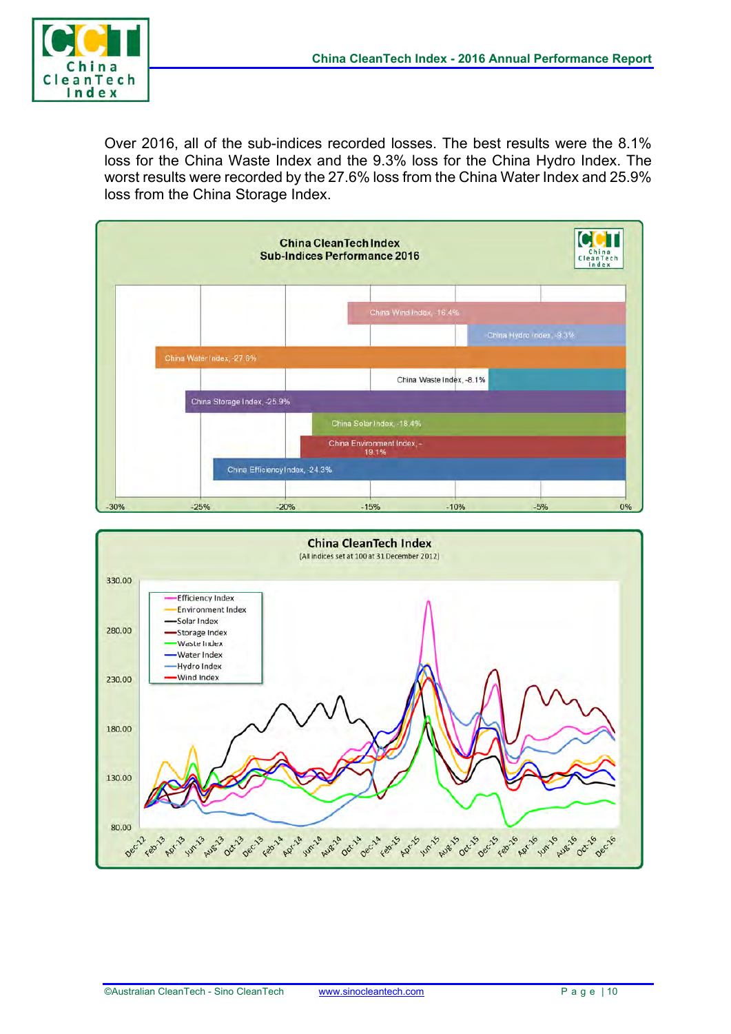Over 2016, all of the sub-indices recorded losses. The best results were the 8.1% loss for the China Waste Index and the 9.3% loss for the China Hydro Index. The worst results were recorded by the 27.6% loss from the China Water Index and 25.9% loss from the China Storage Index.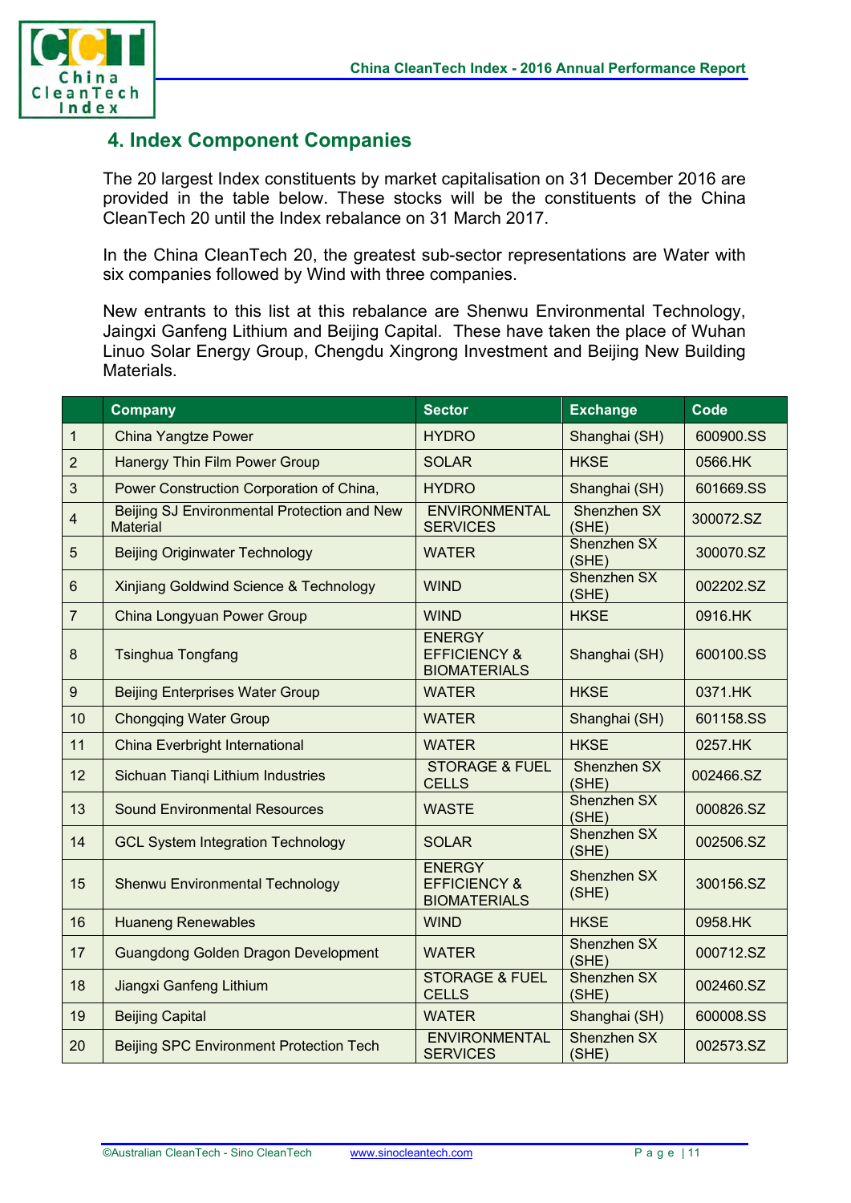## 4. Index Component Companies

The 20 largest Index constituents by market capitalisation on 31 December 2016 are provided in the table below. These stocks will be the constituents of the China CleanTech 20 until the Index rebalance on 31 March 2017.

In the China CleanTech 20, the greatest sub-sector representations are Water with six companies followed by Wind with three companies.

New entrants to this list at this rebalance are Shenwu Environmental Technology, Jaingxi Ganfeng Lithium and Beijing Capital. These have taken the place of Wuhan Linuo Solar Energy Group, Chengdu Xingrong Investment and Beijing New Building Materials.

| | Company | Sector | Exchange | Code |
|---|---|---|---|---|
| 1 | China Yangtze Power | HYDRO | Shanghai (SH) | 600900.SS |
| 2 | Hanergy Thin Film Power Group | SOLAR | HKSE | 0566.HK |
| 3 | Power Construction Corporation of China, | HYDRO | Shanghai (SH) | 601669.SS |
| 4 | Beijing SJ Environmental Protection and New Material | ENVIRONMENTAL SERVICES | Shenzhen SX (SHE) | 300072.SZ |
| 5 | Beijing Originwater Technology | WATER | Shenzhen SX (SHE) | 300070.SZ |
| 6 | Xinjiang Goldwind Science & Technology | WIND | Shenzhen SX (SHE) | 002202.SZ |
| 7 | China Longyuan Power Group | WIND | HKSE | 0916.HK |
| 8 | Tsinghua Tongfang | ENERGY EFFICIENCY & BIOMATERIALS | Shanghai (SH) | 600100.SS |
| 9 | Beijing Enterprises Water Group | WATER | HKSE | 0371.HK |
| 10 | Chongqing Water Group | WATER | Shanghai (SH) | 601158.SS |
| 11 | China Everbright International | WATER | HKSE | 0257.HK |
| 12 | Sichuan Tianqi Lithium Industries | STORAGE & FUEL CELLS | Shenzhen SX (SHE) | 002466.SZ |
| 13 | Sound Environmental Resources | WASTE | Shenzhen SX (SHE) | 000826.SZ |
| 14 | GCL System Integration Technology | SOLAR | Shenzhen SX (SHE) | 002506.SZ |
| 15 | Shenwu Environmental Technology | ENERGY EFFICIENCY & BIOMATERIALS | Shenzhen SX (SHE) | 300156.SZ |
| 16 | Huaneng Renewables | WIND | HKSE | 0958.HK |
| 17 | Guangdong Golden Dragon Development | WATER | Shenzhen SX (SHE) | 000712.SZ |
| 18 | Jiangxi Ganfeng Lithium | STORAGE & FUEL CELLS | Shenzhen SX (SHE) | 002460.SZ |
| 19 | Beijing Capital | WATER | Shanghai (SH) | 600008.SS |
| 20 | Beijing SPC Environment Protection Tech | ENVIRONMENTAL SERVICES | Shenzhen SX (SHE) | 002573.SZ |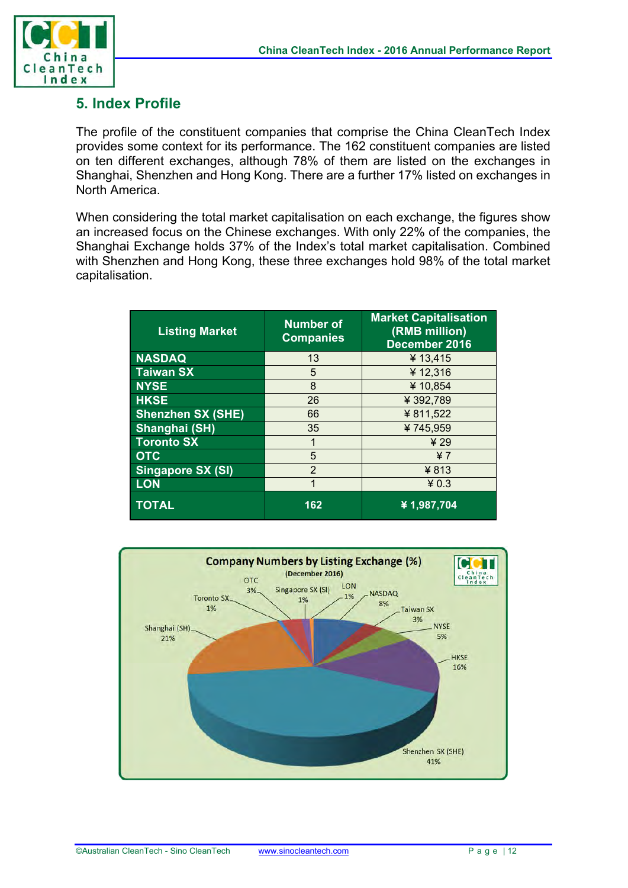## 5. Index Profile

The profile of the constituent companies that comprise the China CleanTech Index provides some context for its performance. The 162 constituent companies are listed on ten different exchanges, although 78% of them are listed on the exchanges in Shanghai, Shenzhen and Hong Kong. There are a further 17% listed on exchanges in North America.

When considering the total market capitalisation on each exchange, the figures show an increased focus on the Chinese exchanges. With only 22% of the companies, the Shanghai Exchange holds 37% of the Index's total market capitalisation. Combined with Shenzhen and Hong Kong, these three exchanges hold 98% of the total market capitalisation.

| Listing Market | Number of Companies | Market Capitalisation (RMB million) December 2016 |
|---|---|---|
| NASDAQ | 13 | ¥ 13,415 |
| Taiwan SX | 5 | ¥ 12,316 |
| NYSE | 8 | ¥ 10,854 |
| HKSE | 26 | ¥ 392,789 |
| Shenzhen SX (SHE) | 66 | ¥ 811,522 |
| Shanghai (SH) | 35 | ¥ 745,959 |
| Toronto SX | 1 | ¥ 29 |
| OTC | 5 | ¥ 7 |
| Singapore SX (SI) | 2 | ¥ 813 |
| LON | 1 | ¥ 0.3 |
| **TOTAL** | **162** | **¥ 1,987,704** |

**Company Numbers by Listing Exchange (%)**
(December 2016)

OTC 3%, Singapore SX (SI) 1%, LON 1%, NASDAQ 8%, Taiwan SX 3%, NYSE 5%, HKSE 16%, Shenzhen SX (SHE) 41%, Shanghai (SH) 21%, Toronto SX 1%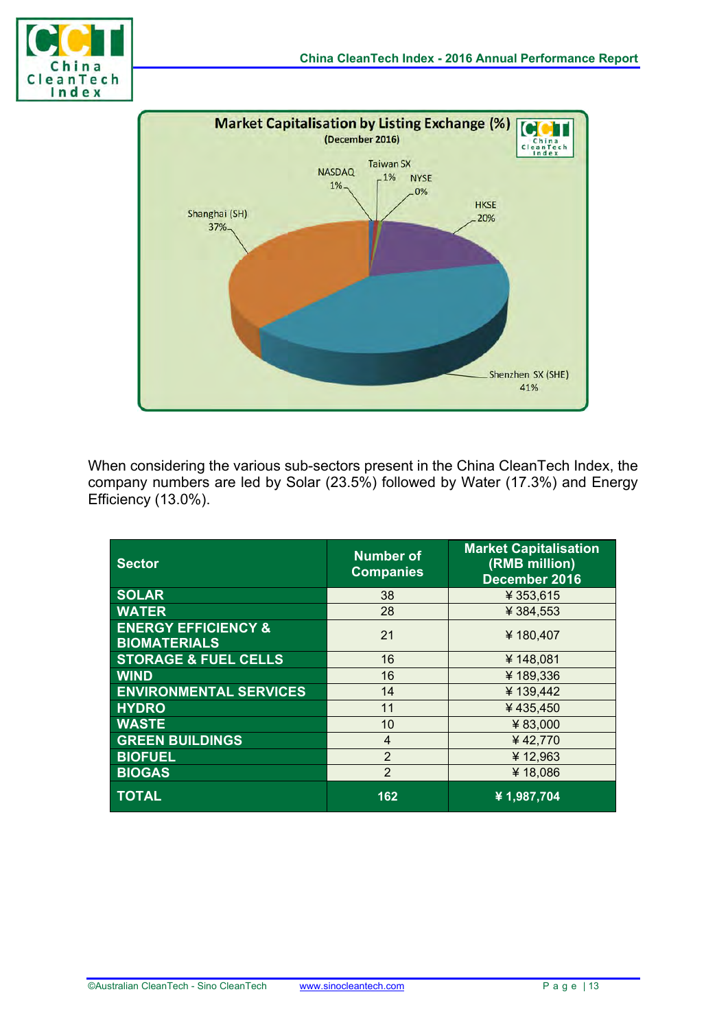**Market Capitalisation by Listing Exchange (%)**
(December 2016)

- Shanghai (SH) 37%
- NASDAQ 1%
- Taiwan SX 1%
- NYSE 0%
- HKSE 20%
- Shenzhen SX (SHE) 41%

When considering the various sub-sectors present in the China CleanTech Index, the company numbers are led by Solar (23.5%) followed by Water (17.3%) and Energy Efficiency (13.0%).

| Sector | Number of Companies | Market Capitalisation (RMB million) December 2016 |
|---|---|---|
| SOLAR | 38 | ¥ 353,615 |
| WATER | 28 | ¥ 384,553 |
| ENERGY EFFICIENCY & BIOMATERIALS | 21 | ¥ 180,407 |
| STORAGE & FUEL CELLS | 16 | ¥ 148,081 |
| WIND | 16 | ¥ 189,336 |
| ENVIRONMENTAL SERVICES | 14 | ¥ 139,442 |
| HYDRO | 11 | ¥ 435,450 |
| WASTE | 10 | ¥ 83,000 |
| GREEN BUILDINGS | 4 | ¥ 42,770 |
| BIOFUEL | 2 | ¥ 12,963 |
| BIOGAS | 2 | ¥ 18,086 |
| **TOTAL** | **162** | **¥ 1,987,704** |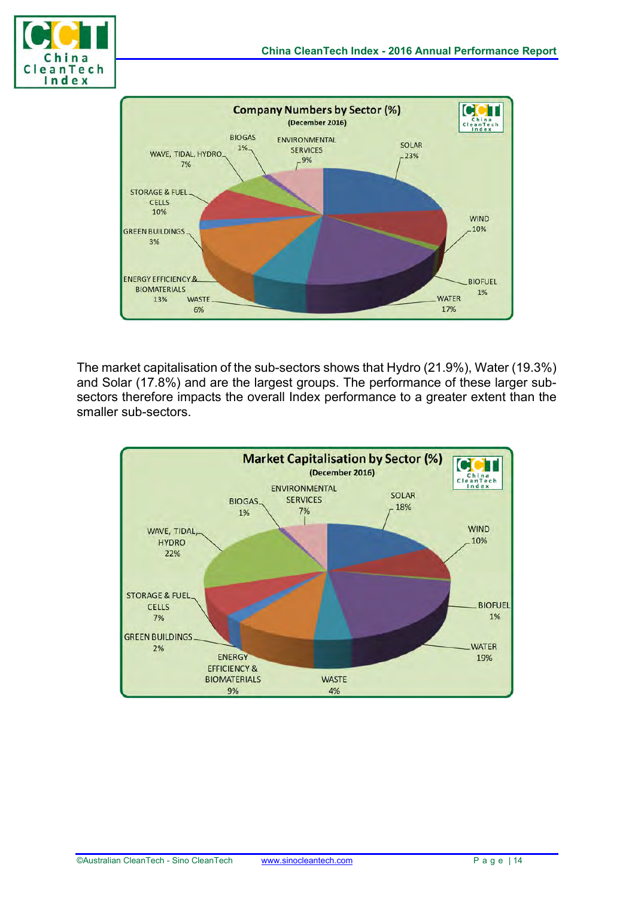**Company Numbers by Sector (%)**
(December 2016)

| Sector | % |
|---|---|
| SOLAR | 23% |
| WIND | 10% |
| BIOFUEL | 1% |
| WATER | 17% |
| WASTE | 6% |
| ENERGY EFFICIENCY & BIOMATERIALS | 13% |
| GREEN BUILDINGS | 3% |
| STORAGE & FUEL CELLS | 10% |
| WAVE, TIDAL, HYDRO | 7% |
| BIOGAS | 1% |
| ENVIRONMENTAL SERVICES | 9% |

The market capitalisation of the sub-sectors shows that Hydro (21.9%), Water (19.3%) and Solar (17.8%) and are the largest groups. The performance of these larger sub-sectors therefore impacts the overall Index performance to a greater extent than the smaller sub-sectors.

**Market Capitalisation by Sector (%)**
(December 2016)

| Sector | % |
|---|---|
| SOLAR | 18% |
| WIND | 10% |
| BIOFUEL | 1% |
| WATER | 19% |
| WASTE | 4% |
| ENERGY EFFICIENCY & BIOMATERIALS | 9% |
| GREEN BUILDINGS | 2% |
| STORAGE & FUEL CELLS | 7% |
| WAVE, TIDAL, HYDRO | 22% |
| BIOGAS | 1% |
| ENVIRONMENTAL SERVICES | 7% |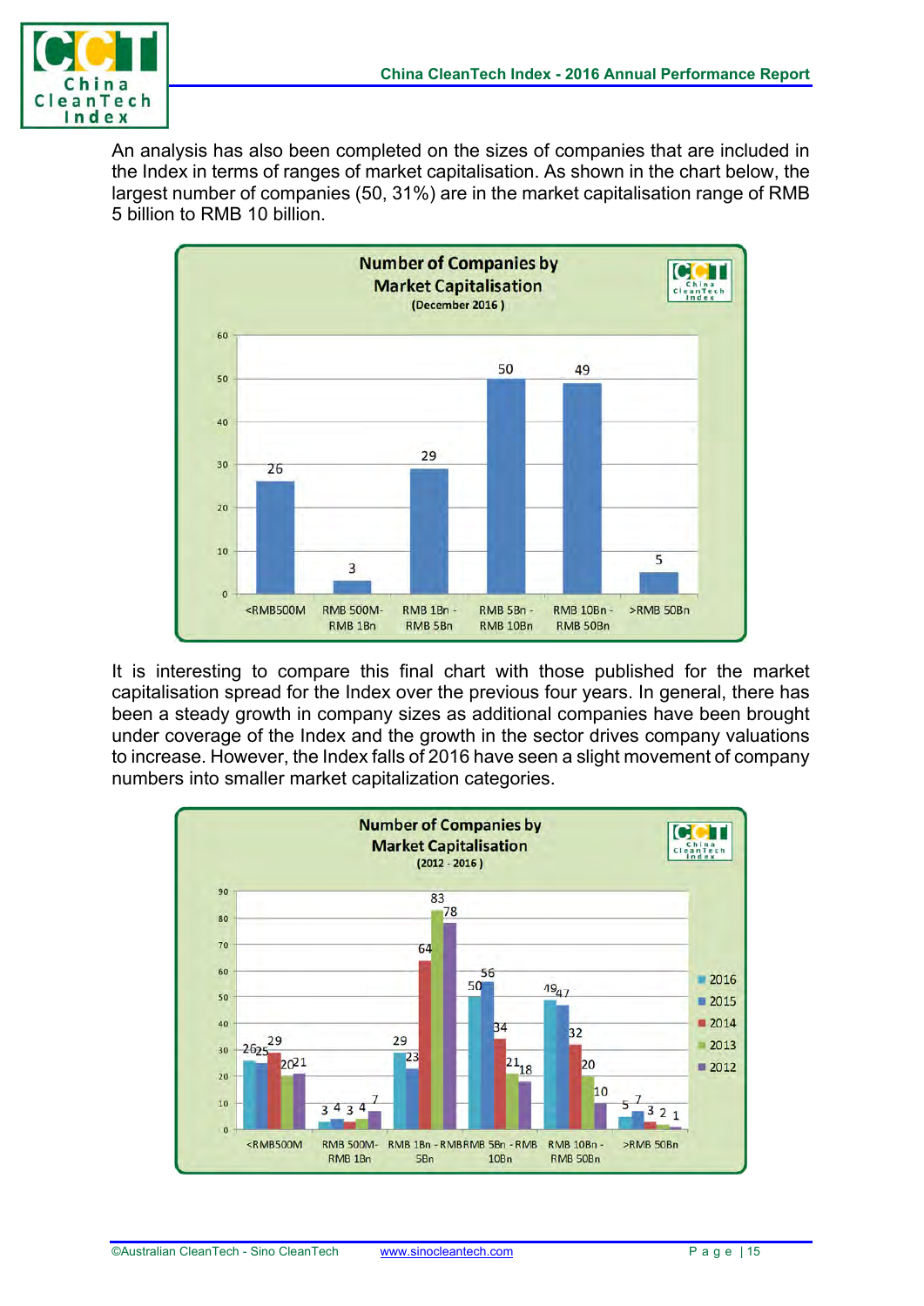An analysis has also been completed on the sizes of companies that are included in the Index in terms of ranges of market capitalisation. As shown in the chart below, the largest number of companies (50, 31%) are in the market capitalisation range of RMB 5 billion to RMB 10 billion.

Number of Companies by Market Capitalisation
(December 2016 )

60
50
40
30
20
10
0

26
3
29
50
49
5

<RMB500M
RMB 500M-RMB 1Bn
RMB 1Bn - RMB 5Bn
RMB 5Bn - RMB 10Bn
RMB 10Bn - RMB 50Bn
>RMB 50Bn

It is interesting to compare this final chart with those published for the market capitalisation spread for the Index over the previous four years. In general, there has been a steady growth in company sizes as additional companies have been brought under coverage of the Index and the growth in the sector drives company valuations to increase. However, the Index falls of 2016 have seen a slight movement of company numbers into smaller market capitalization categories.

Number of Companies by Market Capitalisation
(2012 - 2016 )

90
80
70
60
50
40
30
20
10
0

26 25 29 20 21
3 4 3 4 7
29 23 64 83 78
50 56 34 21 18
49 47 32 20 10
5 7 3 2 1

<RMB500M
RMB 500M-RMB 1Bn
RMB 1Bn - RMB 5Bn
RMB 5Bn - RMB 10Bn
RMB 10Bn - RMB 50Bn
>RMB 50Bn

2016
2015
2014
2013
2012